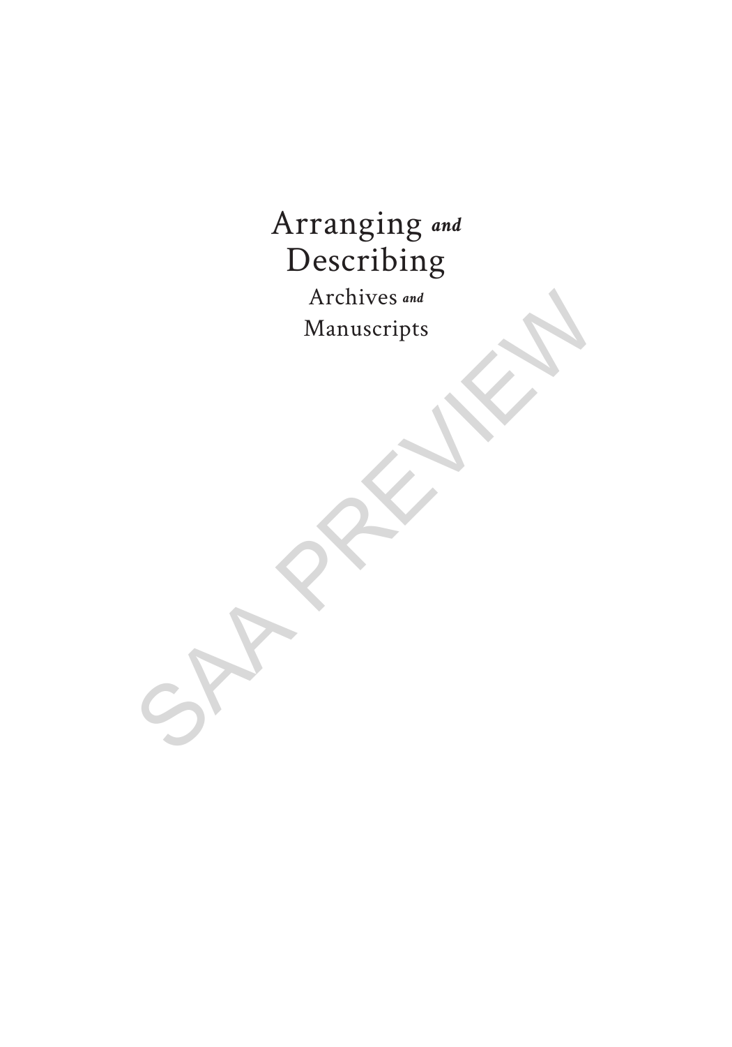# Arranging *and* Describing

## Archives *and* Manuscripts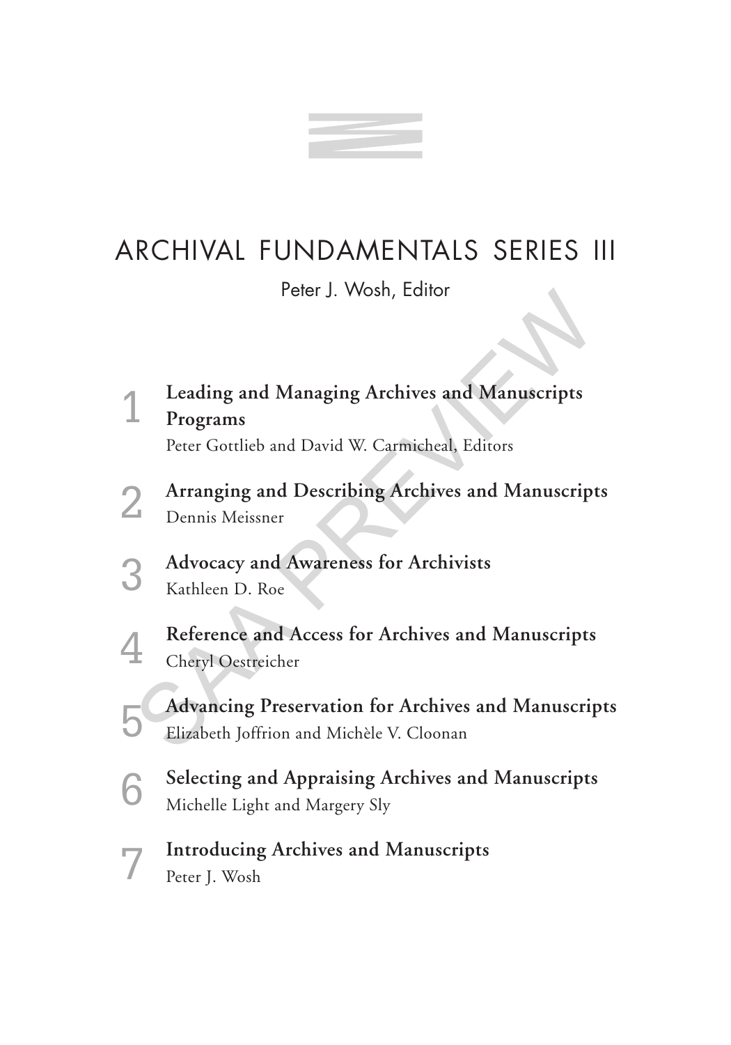# ARCHIVAL FUNDAMENTALS SERIES III

Peter J. Wosh, Editor

1. **Leading and Managing Archives and Manuscripts Programs**
   Peter Gottlieb and David W. Carmicheal, Editors

2. **Arranging and Describing Archives and Manuscripts**
   Dennis Meissner

3. **Advocacy and Awareness for Archivists**
   Kathleen D. Roe

4. **Reference and Access for Archives and Manuscripts**
   Cheryl Oestreicher

5. **Advancing Preservation for Archives and Manuscripts**
   Elizabeth Joffrion and Michèle V. Cloonan

6. **Selecting and Appraising Archives and Manuscripts**
   Michelle Light and Margery Sly

7. **Introducing Archives and Manuscripts**
   Peter J. Wosh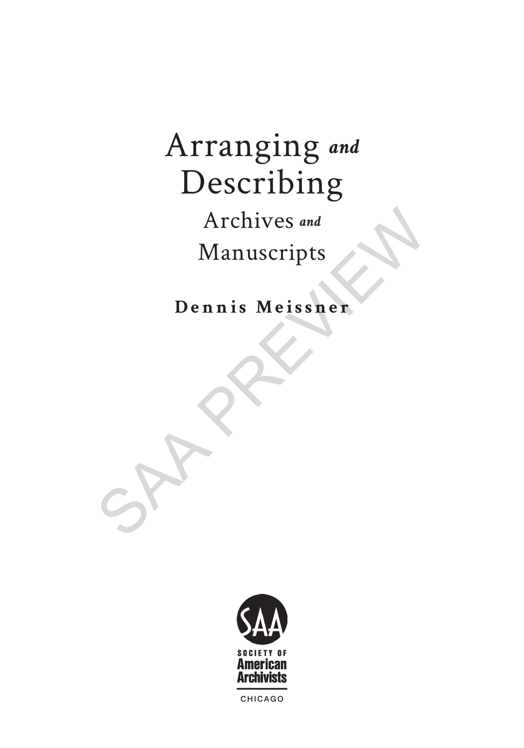# Arranging *and* Describing

## Archives *and* Manuscripts

**Dennis Meissner**

SAA PREVIEW

SOCIETY OF American Archivists

CHICAGO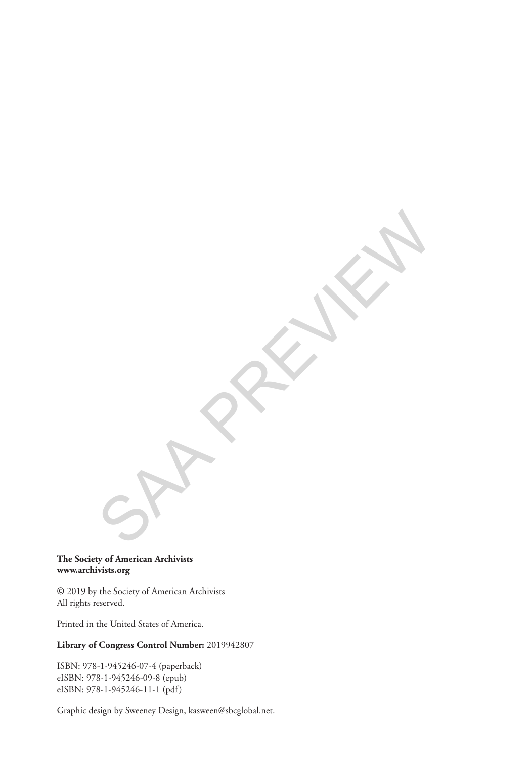**The Society of American Archivists**
**www.archivists.org**

© 2019 by the Society of American Archivists
All rights reserved.

Printed in the United States of America.

**Library of Congress Control Number:** 2019942807

ISBN: 978-1-945246-07-4 (paperback)
eISBN: 978-1-945246-09-8 (epub)
eISBN: 978-1-945246-11-1 (pdf)

Graphic design by Sweeney Design, kasween@sbcglobal.net.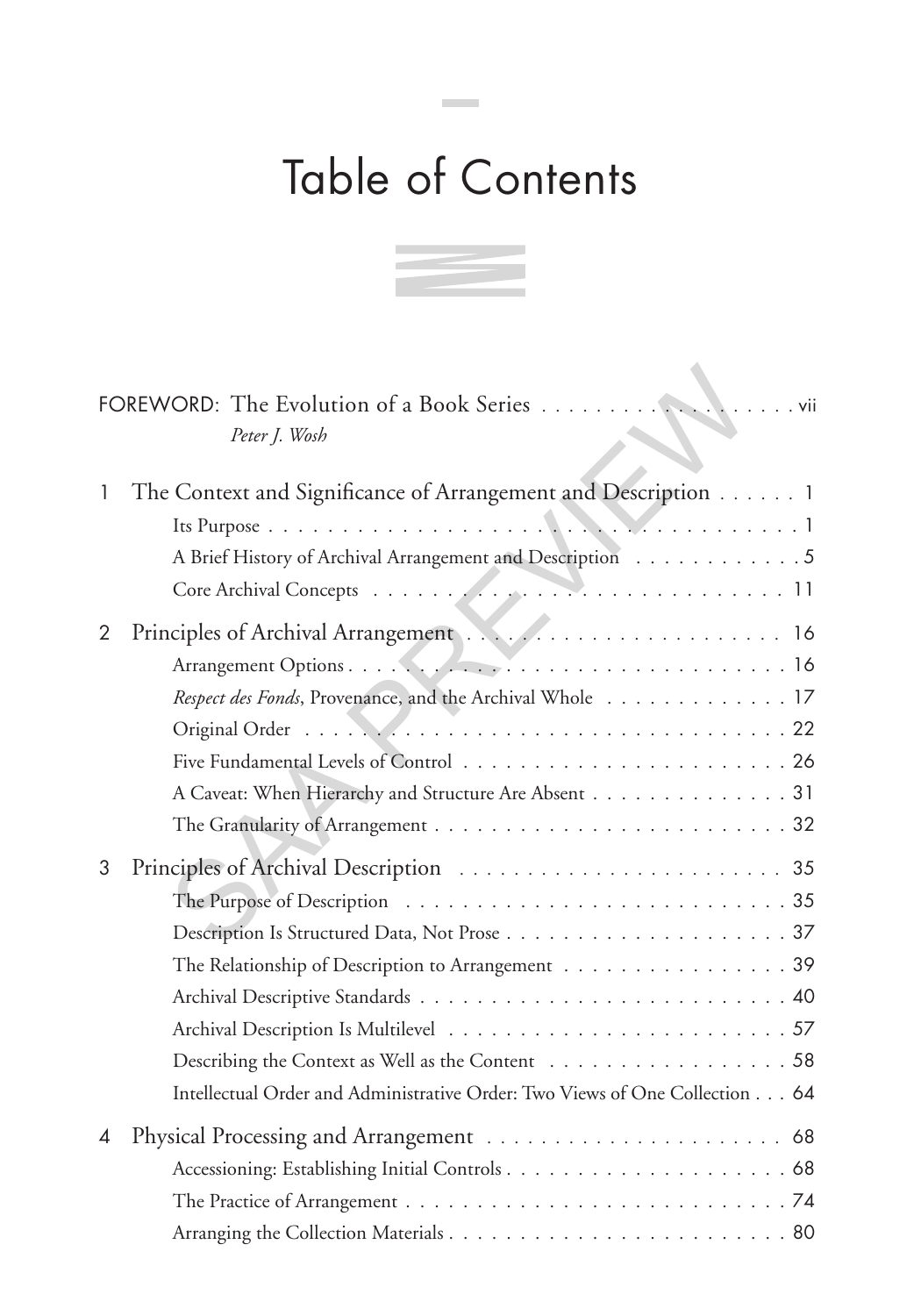# Table of Contents

FOREWORD: The Evolution of a Book Series . . . . . . . . . . . . . . . . . . . vii
*Peter J. Wosh*

1 The Context and Significance of Arrangement and Description . . . . . . 1
- Its Purpose . . . . . . . . . . . . . . . . . . . . . . . . . . . . . . . . . . . . . . 1
- A Brief History of Archival Arrangement and Description . . . . . . . . . . . . 5
- Core Archival Concepts . . . . . . . . . . . . . . . . . . . . . . . . . . . . . 11

2 Principles of Archival Arrangement . . . . . . . . . . . . . . . . . . . . . . . 16
- Arrangement Options . . . . . . . . . . . . . . . . . . . . . . . . . . . . . . 16
- *Respect des Fonds*, Provenance, and the Archival Whole . . . . . . . . . . . . 17
- Original Order . . . . . . . . . . . . . . . . . . . . . . . . . . . . . . . . . 22
- Five Fundamental Levels of Control . . . . . . . . . . . . . . . . . . . . . . 26
- A Caveat: When Hierarchy and Structure Are Absent . . . . . . . . . . . . . . 31
- The Granularity of Arrangement . . . . . . . . . . . . . . . . . . . . . . . . 32

3 Principles of Archival Description . . . . . . . . . . . . . . . . . . . . . . . 35
- The Purpose of Description . . . . . . . . . . . . . . . . . . . . . . . . . . 35
- Description Is Structured Data, Not Prose . . . . . . . . . . . . . . . . . . . 37
- The Relationship of Description to Arrangement . . . . . . . . . . . . . . . . 39
- Archival Descriptive Standards . . . . . . . . . . . . . . . . . . . . . . . . . 40
- Archival Description Is Multilevel . . . . . . . . . . . . . . . . . . . . . . . 57
- Describing the Context as Well as the Content . . . . . . . . . . . . . . . . . 58
- Intellectual Order and Administrative Order: Two Views of One Collection . . . 64

4 Physical Processing and Arrangement . . . . . . . . . . . . . . . . . . . . . . 68
- Accessioning: Establishing Initial Controls . . . . . . . . . . . . . . . . . . . 68
- The Practice of Arrangement . . . . . . . . . . . . . . . . . . . . . . . . . . . 74
- Arranging the Collection Materials . . . . . . . . . . . . . . . . . . . . . . . 80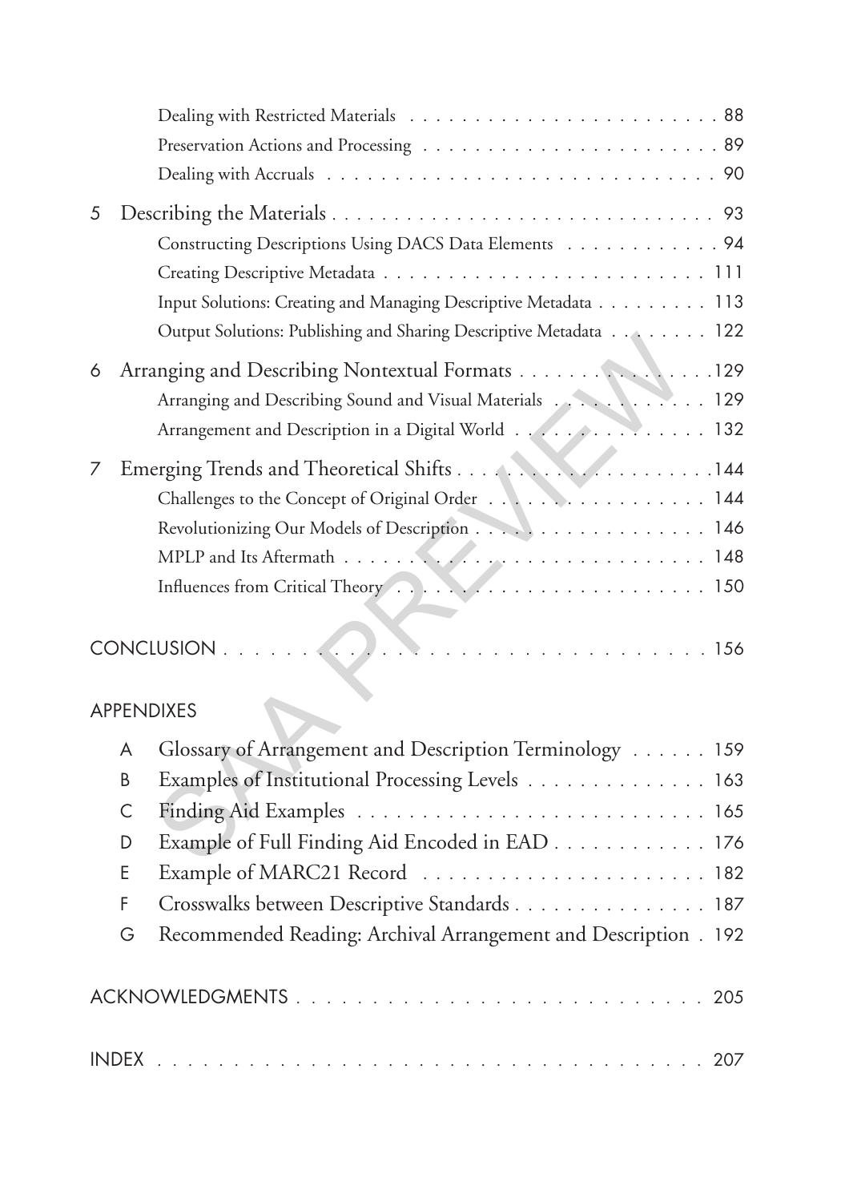Dealing with Restricted Materials . . . . . . . . . . . . . . . . . . . . . . . . 88
Preservation Actions and Processing . . . . . . . . . . . . . . . . . . . . . . . 89
Dealing with Accruals . . . . . . . . . . . . . . . . . . . . . . . . . . . . . 90

5 Describing the Materials . . . . . . . . . . . . . . . . . . . . . . . . . . . . . . . 93
Constructing Descriptions Using DACS Data Elements . . . . . . . . . . . . 94
Creating Descriptive Metadata . . . . . . . . . . . . . . . . . . . . . . . . . 111
Input Solutions: Creating and Managing Descriptive Metadata . . . . . . . . . 113
Output Solutions: Publishing and Sharing Descriptive Metadata . . . . . . . . 122

6 Arranging and Describing Nontextual Formats . . . . . . . . . . . . . . . .129
Arranging and Describing Sound and Visual Materials . . . . . . . . . . . . 129
Arrangement and Description in a Digital World . . . . . . . . . . . . . . . 132

7 Emerging Trends and Theoretical Shifts . . . . . . . . . . . . . . . . . . . . .144
Challenges to the Concept of Original Order . . . . . . . . . . . . . . . . . 144
Revolutionizing Our Models of Description . . . . . . . . . . . . . . . . . . 146
MPLP and Its Aftermath . . . . . . . . . . . . . . . . . . . . . . . . . . . . 148
Influences from Critical Theory . . . . . . . . . . . . . . . . . . . . . . . . 150

CONCLUSION . . . . . . . . . . . . . . . . . . . . . . . . . . . . . . . . . . . 156

APPENDIXES

A Glossary of Arrangement and Description Terminology . . . . . . 159
B Examples of Institutional Processing Levels . . . . . . . . . . . . . . 163
C Finding Aid Examples . . . . . . . . . . . . . . . . . . . . . . . . . 165
D Example of Full Finding Aid Encoded in EAD . . . . . . . . . . . 176
E Example of MARC21 Record . . . . . . . . . . . . . . . . . . . . . 182
F Crosswalks between Descriptive Standards . . . . . . . . . . . . . . 187
G Recommended Reading: Archival Arrangement and Description . 192

ACKNOWLEDGMENTS . . . . . . . . . . . . . . . . . . . . . . . . . . . 205

INDEX . . . . . . . . . . . . . . . . . . . . . . . . . . . . . . . . . . . . . 207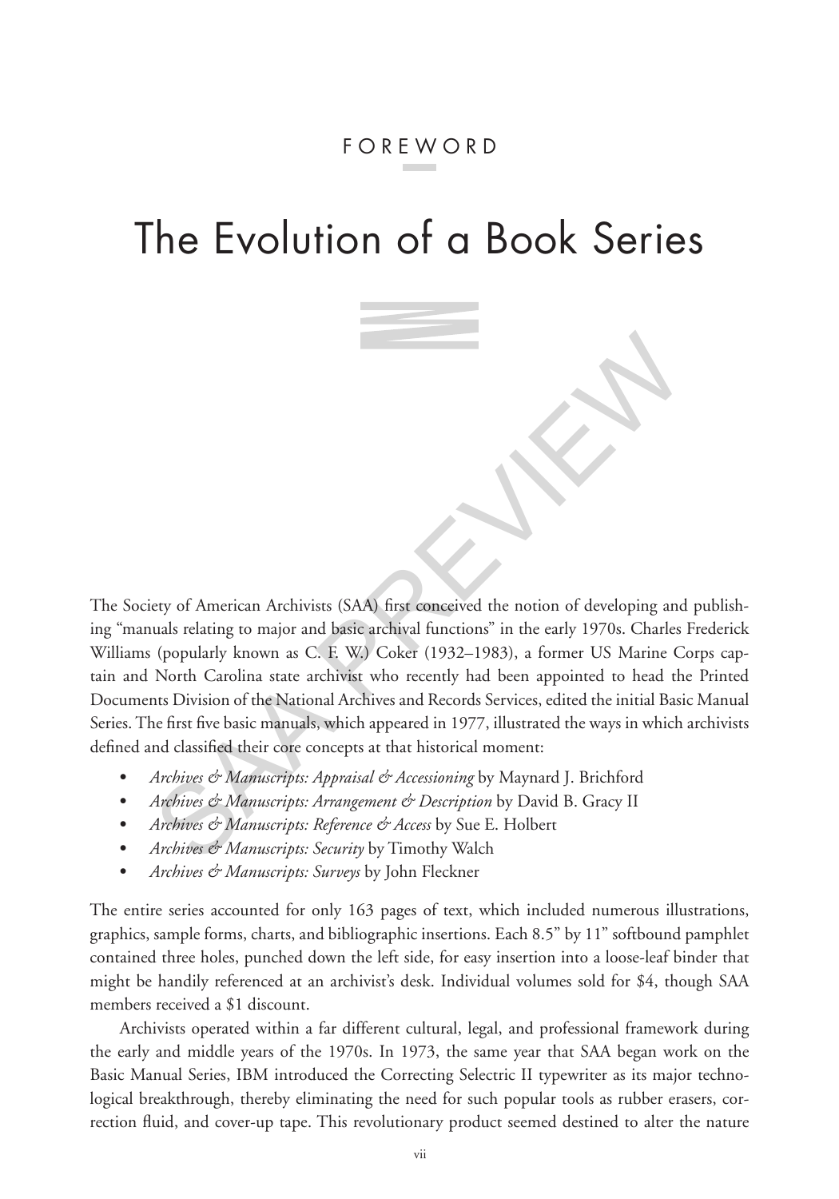FOREWORD

# The Evolution of a Book Series

The Society of American Archivists (SAA) first conceived the notion of developing and publishing "manuals relating to major and basic archival functions" in the early 1970s. Charles Frederick Williams (popularly known as C. F. W.) Coker (1932–1983), a former US Marine Corps captain and North Carolina state archivist who recently had been appointed to head the Printed Documents Division of the National Archives and Records Services, edited the initial Basic Manual Series. The first five basic manuals, which appeared in 1977, illustrated the ways in which archivists defined and classified their core concepts at that historical moment:

- *Archives & Manuscripts: Appraisal & Accessioning* by Maynard J. Brichford
- *Archives & Manuscripts: Arrangement & Description* by David B. Gracy II
- *Archives & Manuscripts: Reference & Access* by Sue E. Holbert
- *Archives & Manuscripts: Security* by Timothy Walch
- *Archives & Manuscripts: Surveys* by John Fleckner

The entire series accounted for only 163 pages of text, which included numerous illustrations, graphics, sample forms, charts, and bibliographic insertions. Each 8.5" by 11" softbound pamphlet contained three holes, punched down the left side, for easy insertion into a loose-leaf binder that might be handily referenced at an archivist's desk. Individual volumes sold for $4, though SAA members received a $1 discount.

Archivists operated within a far different cultural, legal, and professional framework during the early and middle years of the 1970s. In 1973, the same year that SAA began work on the Basic Manual Series, IBM introduced the Correcting Selectric II typewriter as its major technological breakthrough, thereby eliminating the need for such popular tools as rubber erasers, correction fluid, and cover-up tape. This revolutionary product seemed destined to alter the nature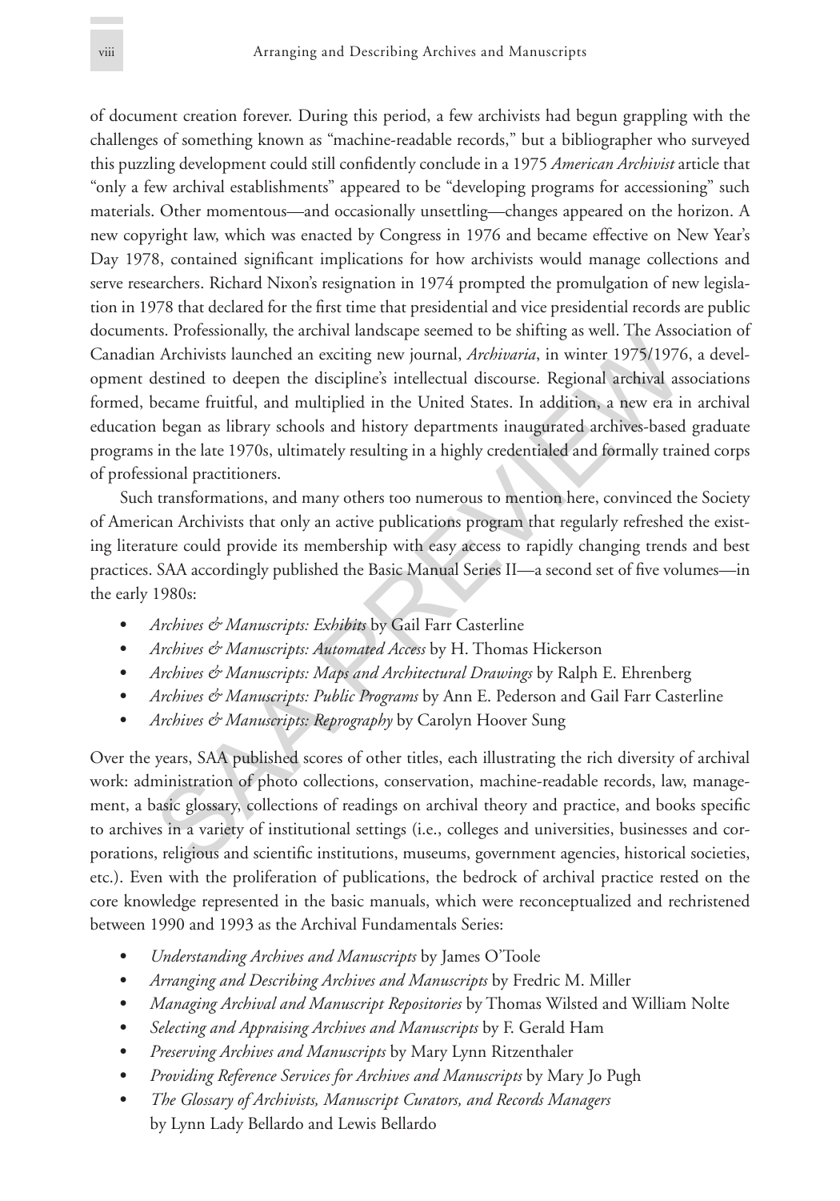of document creation forever. During this period, a few archivists had begun grappling with the challenges of something known as "machine-readable records," but a bibliographer who surveyed this puzzling development could still confidently conclude in a 1975 *American Archivist* article that "only a few archival establishments" appeared to be "developing programs for accessioning" such materials. Other momentous—and occasionally unsettling—changes appeared on the horizon. A new copyright law, which was enacted by Congress in 1976 and became effective on New Year's Day 1978, contained significant implications for how archivists would manage collections and serve researchers. Richard Nixon's resignation in 1974 prompted the promulgation of new legislation in 1978 that declared for the first time that presidential and vice presidential records are public documents. Professionally, the archival landscape seemed to be shifting as well. The Association of Canadian Archivists launched an exciting new journal, *Archivaria*, in winter 1975/1976, a development destined to deepen the discipline's intellectual discourse. Regional archival associations formed, became fruitful, and multiplied in the United States. In addition, a new era in archival education began as library schools and history departments inaugurated archives-based graduate programs in the late 1970s, ultimately resulting in a highly credentialed and formally trained corps of professional practitioners.

Such transformations, and many others too numerous to mention here, convinced the Society of American Archivists that only an active publications program that regularly refreshed the existing literature could provide its membership with easy access to rapidly changing trends and best practices. SAA accordingly published the Basic Manual Series II—a second set of five volumes—in the early 1980s:

- *Archives & Manuscripts: Exhibits* by Gail Farr Casterline
- *Archives & Manuscripts: Automated Access* by H. Thomas Hickerson
- *Archives & Manuscripts: Maps and Architectural Drawings* by Ralph E. Ehrenberg
- *Archives & Manuscripts: Public Programs* by Ann E. Pederson and Gail Farr Casterline
- *Archives & Manuscripts: Reprography* by Carolyn Hoover Sung

Over the years, SAA published scores of other titles, each illustrating the rich diversity of archival work: administration of photo collections, conservation, machine-readable records, law, management, a basic glossary, collections of readings on archival theory and practice, and books specific to archives in a variety of institutional settings (i.e., colleges and universities, businesses and corporations, religious and scientific institutions, museums, government agencies, historical societies, etc.). Even with the proliferation of publications, the bedrock of archival practice rested on the core knowledge represented in the basic manuals, which were reconceptualized and rechristened between 1990 and 1993 as the Archival Fundamentals Series:

- *Understanding Archives and Manuscripts* by James O'Toole
- *Arranging and Describing Archives and Manuscripts* by Fredric M. Miller
- *Managing Archival and Manuscript Repositories* by Thomas Wilsted and William Nolte
- *Selecting and Appraising Archives and Manuscripts* by F. Gerald Ham
- *Preserving Archives and Manuscripts* by Mary Lynn Ritzenthaler
- *Providing Reference Services for Archives and Manuscripts* by Mary Jo Pugh
- *The Glossary of Archivists, Manuscript Curators, and Records Managers* by Lynn Lady Bellardo and Lewis Bellardo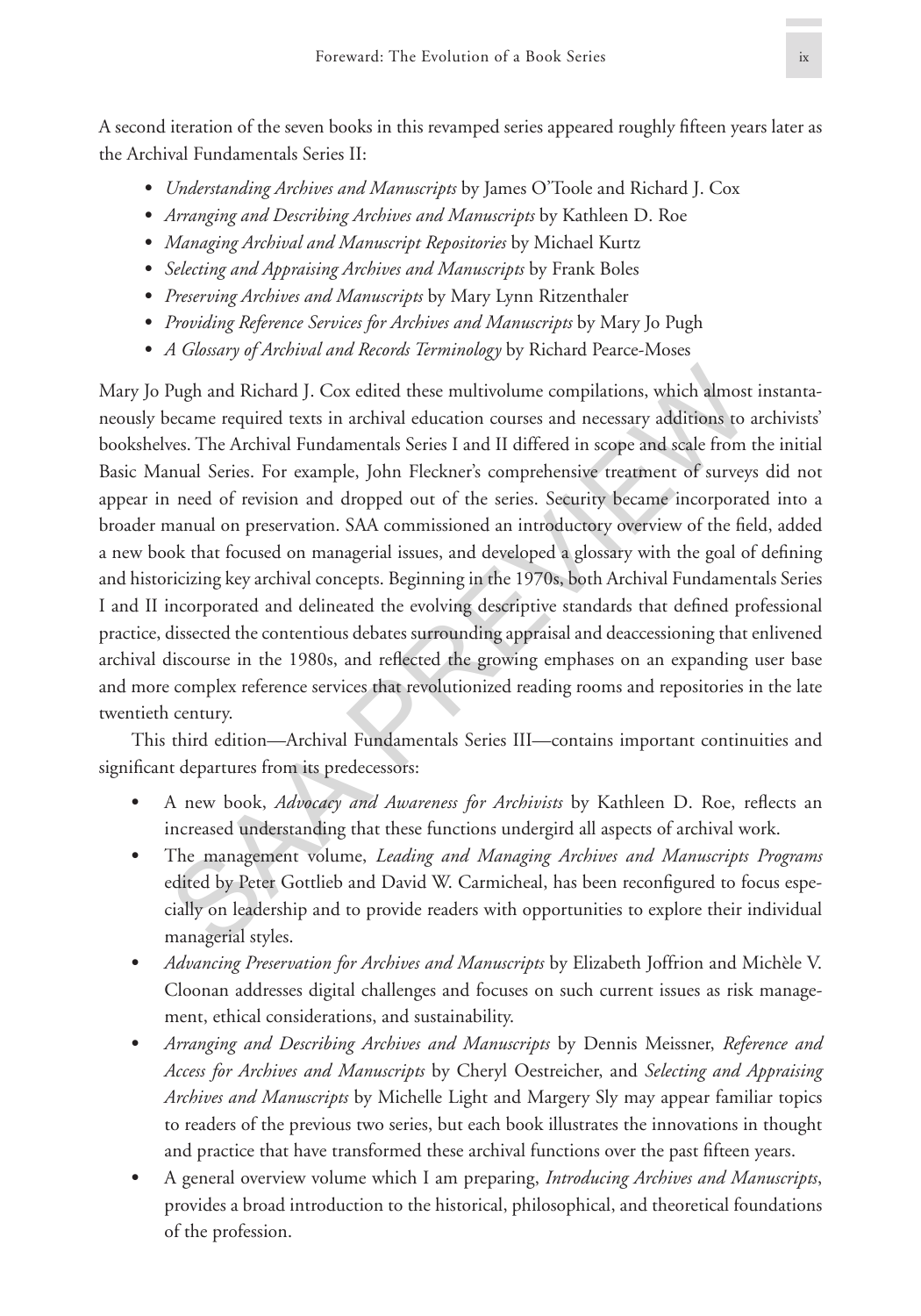A second iteration of the seven books in this revamped series appeared roughly fifteen years later as the Archival Fundamentals Series II:

- *Understanding Archives and Manuscripts* by James O'Toole and Richard J. Cox
- *Arranging and Describing Archives and Manuscripts* by Kathleen D. Roe
- *Managing Archival and Manuscript Repositories* by Michael Kurtz
- *Selecting and Appraising Archives and Manuscripts* by Frank Boles
- *Preserving Archives and Manuscripts* by Mary Lynn Ritzenthaler
- *Providing Reference Services for Archives and Manuscripts* by Mary Jo Pugh
- *A Glossary of Archival and Records Terminology* by Richard Pearce-Moses

Mary Jo Pugh and Richard J. Cox edited these multivolume compilations, which almost instantaneously became required texts in archival education courses and necessary additions to archivists' bookshelves. The Archival Fundamentals Series I and II differed in scope and scale from the initial Basic Manual Series. For example, John Fleckner's comprehensive treatment of surveys did not appear in need of revision and dropped out of the series. Security became incorporated into a broader manual on preservation. SAA commissioned an introductory overview of the field, added a new book that focused on managerial issues, and developed a glossary with the goal of defining and historicizing key archival concepts. Beginning in the 1970s, both Archival Fundamentals Series I and II incorporated and delineated the evolving descriptive standards that defined professional practice, dissected the contentious debates surrounding appraisal and deaccessioning that enlivened archival discourse in the 1980s, and reflected the growing emphases on an expanding user base and more complex reference services that revolutionized reading rooms and repositories in the late twentieth century.

This third edition—Archival Fundamentals Series III—contains important continuities and significant departures from its predecessors:

- A new book, *Advocacy and Awareness for Archivists* by Kathleen D. Roe, reflects an increased understanding that these functions undergird all aspects of archival work.
- The management volume, *Leading and Managing Archives and Manuscripts Programs* edited by Peter Gottlieb and David W. Carmicheal, has been reconfigured to focus especially on leadership and to provide readers with opportunities to explore their individual managerial styles.
- *Advancing Preservation for Archives and Manuscripts* by Elizabeth Joffrion and Michèle V. Cloonan addresses digital challenges and focuses on such current issues as risk management, ethical considerations, and sustainability.
- *Arranging and Describing Archives and Manuscripts* by Dennis Meissner, *Reference and Access for Archives and Manuscripts* by Cheryl Oestreicher, and *Selecting and Appraising Archives and Manuscripts* by Michelle Light and Margery Sly may appear familiar topics to readers of the previous two series, but each book illustrates the innovations in thought and practice that have transformed these archival functions over the past fifteen years.
- A general overview volume which I am preparing, *Introducing Archives and Manuscripts*, provides a broad introduction to the historical, philosophical, and theoretical foundations of the profession.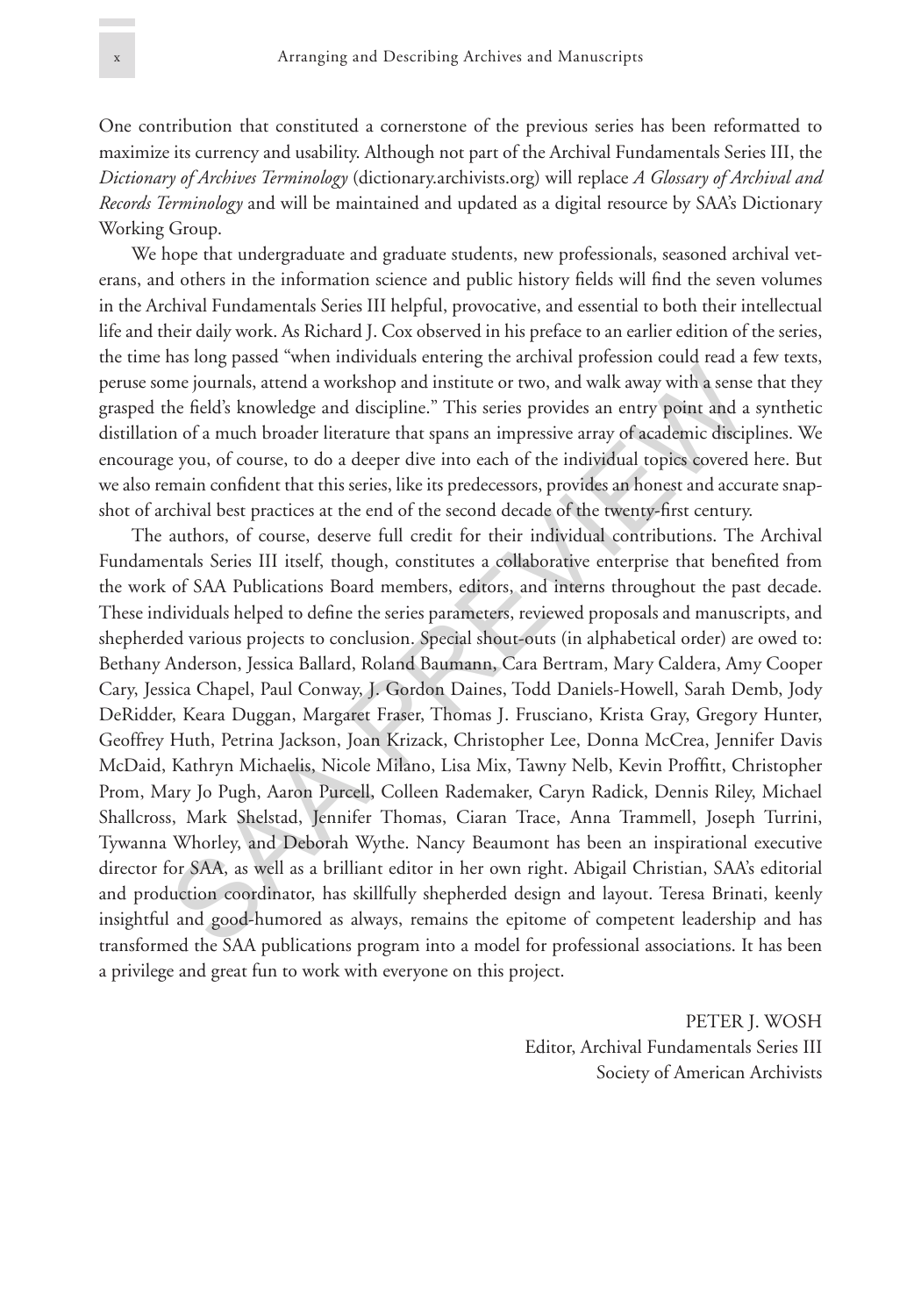One contribution that constituted a cornerstone of the previous series has been reformatted to maximize its currency and usability. Although not part of the Archival Fundamentals Series III, the *Dictionary of Archives Terminology* (dictionary.archivists.org) will replace *A Glossary of Archival and Records Terminology* and will be maintained and updated as a digital resource by SAA's Dictionary Working Group.

We hope that undergraduate and graduate students, new professionals, seasoned archival veterans, and others in the information science and public history fields will find the seven volumes in the Archival Fundamentals Series III helpful, provocative, and essential to both their intellectual life and their daily work. As Richard J. Cox observed in his preface to an earlier edition of the series, the time has long passed "when individuals entering the archival profession could read a few texts, peruse some journals, attend a workshop and institute or two, and walk away with a sense that they grasped the field's knowledge and discipline." This series provides an entry point and a synthetic distillation of a much broader literature that spans an impressive array of academic disciplines. We encourage you, of course, to do a deeper dive into each of the individual topics covered here. But we also remain confident that this series, like its predecessors, provides an honest and accurate snapshot of archival best practices at the end of the second decade of the twenty-first century.

The authors, of course, deserve full credit for their individual contributions. The Archival Fundamentals Series III itself, though, constitutes a collaborative enterprise that benefited from the work of SAA Publications Board members, editors, and interns throughout the past decade. These individuals helped to define the series parameters, reviewed proposals and manuscripts, and shepherded various projects to conclusion. Special shout-outs (in alphabetical order) are owed to: Bethany Anderson, Jessica Ballard, Roland Baumann, Cara Bertram, Mary Caldera, Amy Cooper Cary, Jessica Chapel, Paul Conway, J. Gordon Daines, Todd Daniels-Howell, Sarah Demb, Jody DeRidder, Keara Duggan, Margaret Fraser, Thomas J. Frusciano, Krista Gray, Gregory Hunter, Geoffrey Huth, Petrina Jackson, Joan Krizack, Christopher Lee, Donna McCrea, Jennifer Davis McDaid, Kathryn Michaelis, Nicole Milano, Lisa Mix, Tawny Nelb, Kevin Proffitt, Christopher Prom, Mary Jo Pugh, Aaron Purcell, Colleen Rademaker, Caryn Radick, Dennis Riley, Michael Shallcross, Mark Shelstad, Jennifer Thomas, Ciaran Trace, Anna Trammell, Joseph Turrini, Tywanna Whorley, and Deborah Wythe. Nancy Beaumont has been an inspirational executive director for SAA, as well as a brilliant editor in her own right. Abigail Christian, SAA's editorial and production coordinator, has skillfully shepherded design and layout. Teresa Brinati, keenly insightful and good-humored as always, remains the epitome of competent leadership and has transformed the SAA publications program into a model for professional associations. It has been a privilege and great fun to work with everyone on this project.

PETER J. WOSH
Editor, Archival Fundamentals Series III
Society of American Archivists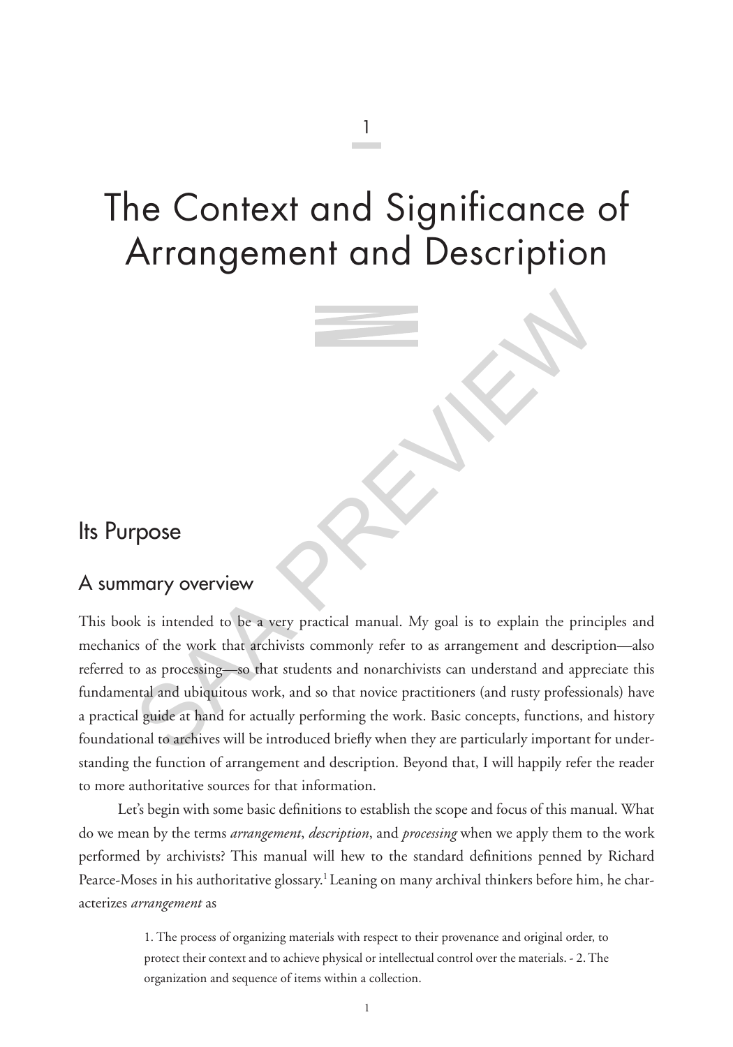# 1

# The Context and Significance of Arrangement and Description

## Its Purpose

### A summary overview

This book is intended to be a very practical manual. My goal is to explain the principles and mechanics of the work that archivists commonly refer to as arrangement and description—also referred to as processing—so that students and nonarchivists can understand and appreciate this fundamental and ubiquitous work, and so that novice practitioners (and rusty professionals) have a practical guide at hand for actually performing the work. Basic concepts, functions, and history foundational to archives will be introduced briefly when they are particularly important for understanding the function of arrangement and description. Beyond that, I will happily refer the reader to more authoritative sources for that information.

Let's begin with some basic definitions to establish the scope and focus of this manual. What do we mean by the terms *arrangement*, *description*, and *processing* when we apply them to the work performed by archivists? This manual will hew to the standard definitions penned by Richard Pearce-Moses in his authoritative glossary.[1] Leaning on many archival thinkers before him, he characterizes *arrangement* as

> 1. The process of organizing materials with respect to their provenance and original order, to protect their context and to achieve physical or intellectual control over the materials. - 2. The organization and sequence of items within a collection.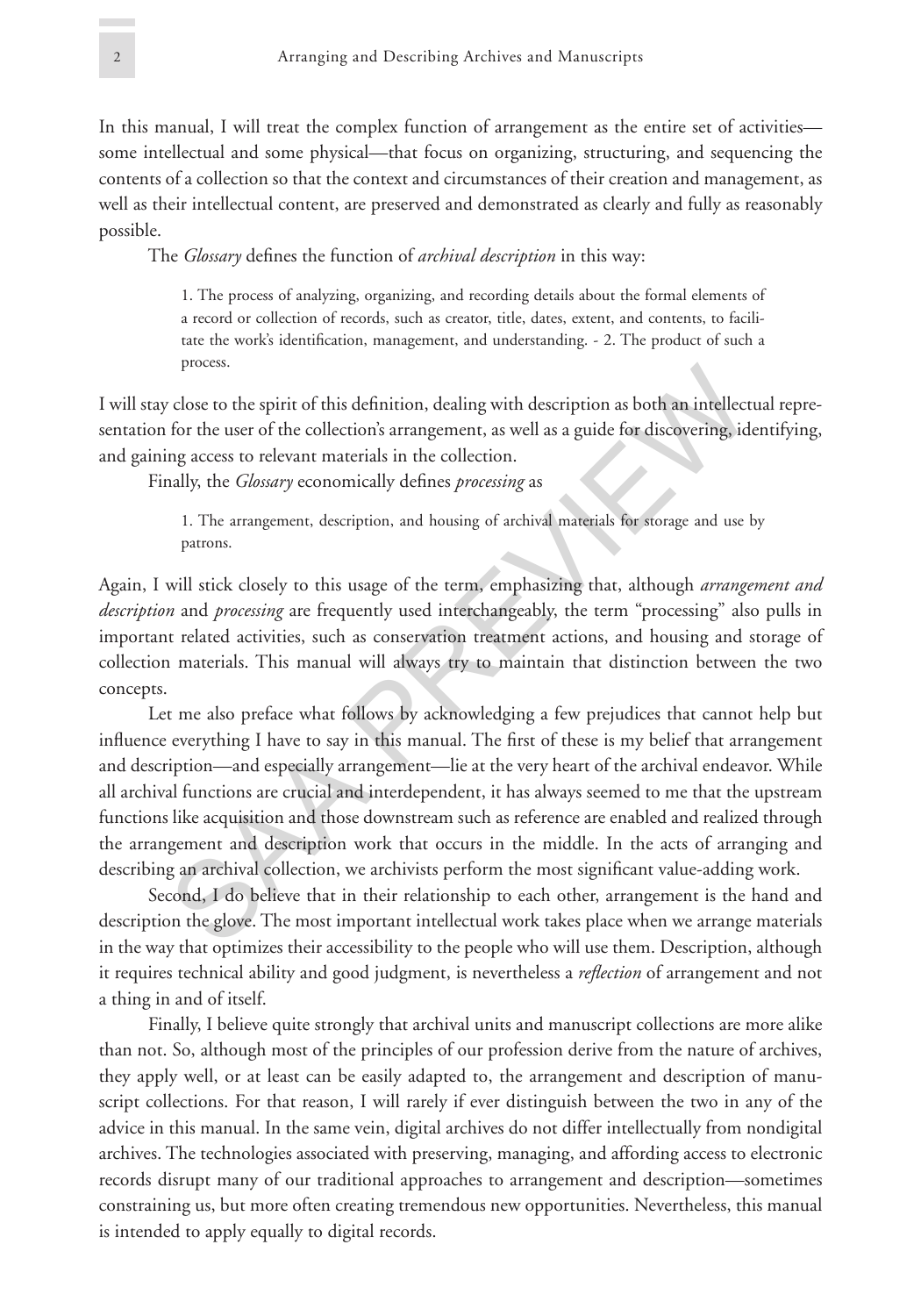In this manual, I will treat the complex function of arrangement as the entire set of activities—some intellectual and some physical—that focus on organizing, structuring, and sequencing the contents of a collection so that the context and circumstances of their creation and management, as well as their intellectual content, are preserved and demonstrated as clearly and fully as reasonably possible.

The *Glossary* defines the function of *archival description* in this way:

> 1. The process of analyzing, organizing, and recording details about the formal elements of a record or collection of records, such as creator, title, dates, extent, and contents, to facilitate the work's identification, management, and understanding. - 2. The product of such a process.

I will stay close to the spirit of this definition, dealing with description as both an intellectual representation for the user of the collection's arrangement, as well as a guide for discovering, identifying, and gaining access to relevant materials in the collection.

Finally, the *Glossary* economically defines *processing* as

> 1. The arrangement, description, and housing of archival materials for storage and use by patrons.

Again, I will stick closely to this usage of the term, emphasizing that, although *arrangement and description* and *processing* are frequently used interchangeably, the term "processing" also pulls in important related activities, such as conservation treatment actions, and housing and storage of collection materials. This manual will always try to maintain that distinction between the two concepts.

Let me also preface what follows by acknowledging a few prejudices that cannot help but influence everything I have to say in this manual. The first of these is my belief that arrangement and description—and especially arrangement—lie at the very heart of the archival endeavor. While all archival functions are crucial and interdependent, it has always seemed to me that the upstream functions like acquisition and those downstream such as reference are enabled and realized through the arrangement and description work that occurs in the middle. In the acts of arranging and describing an archival collection, we archivists perform the most significant value-adding work.

Second, I do believe that in their relationship to each other, arrangement is the hand and description the glove. The most important intellectual work takes place when we arrange materials in the way that optimizes their accessibility to the people who will use them. Description, although it requires technical ability and good judgment, is nevertheless a *reflection* of arrangement and not a thing in and of itself.

Finally, I believe quite strongly that archival units and manuscript collections are more alike than not. So, although most of the principles of our profession derive from the nature of archives, they apply well, or at least can be easily adapted to, the arrangement and description of manuscript collections. For that reason, I will rarely if ever distinguish between the two in any of the advice in this manual. In the same vein, digital archives do not differ intellectually from nondigital archives. The technologies associated with preserving, managing, and affording access to electronic records disrupt many of our traditional approaches to arrangement and description—sometimes constraining us, but more often creating tremendous new opportunities. Nevertheless, this manual is intended to apply equally to digital records.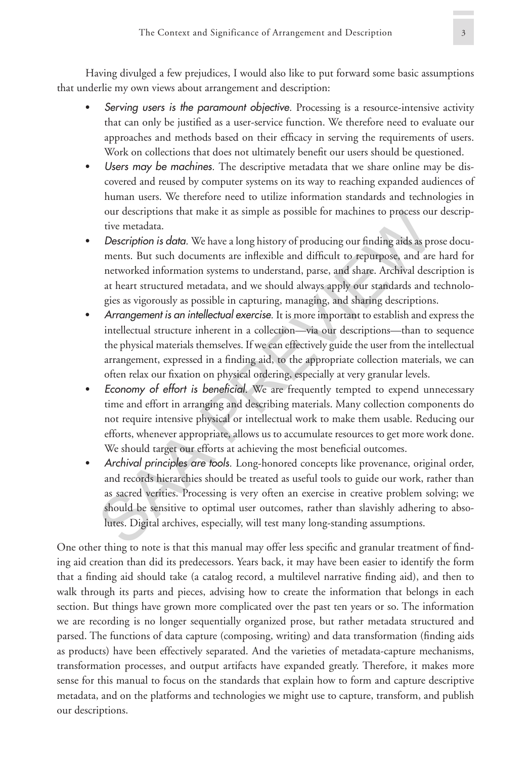Having divulged a few prejudices, I would also like to put forward some basic assumptions that underlie my own views about arrangement and description:

- *Serving users is the paramount objective.* Processing is a resource-intensive activity that can only be justified as a user-service function. We therefore need to evaluate our approaches and methods based on their efficacy in serving the requirements of users. Work on collections that does not ultimately benefit our users should be questioned.
- *Users may be machines.* The descriptive metadata that we share online may be discovered and reused by computer systems on its way to reaching expanded audiences of human users. We therefore need to utilize information standards and technologies in our descriptions that make it as simple as possible for machines to process our descriptive metadata.
- *Description is data.* We have a long history of producing our finding aids as prose documents. But such documents are inflexible and difficult to repurpose, and are hard for networked information systems to understand, parse, and share. Archival description is at heart structured metadata, and we should always apply our standards and technologies as vigorously as possible in capturing, managing, and sharing descriptions.
- *Arrangement is an intellectual exercise.* It is more important to establish and express the intellectual structure inherent in a collection—via our descriptions—than to sequence the physical materials themselves. If we can effectively guide the user from the intellectual arrangement, expressed in a finding aid, to the appropriate collection materials, we can often relax our fixation on physical ordering, especially at very granular levels.
- *Economy of effort is beneficial.* We are frequently tempted to expend unnecessary time and effort in arranging and describing materials. Many collection components do not require intensive physical or intellectual work to make them usable. Reducing our efforts, whenever appropriate, allows us to accumulate resources to get more work done. We should target our efforts at achieving the most beneficial outcomes.
- *Archival principles are tools.* Long-honored concepts like provenance, original order, and records hierarchies should be treated as useful tools to guide our work, rather than as sacred verities. Processing is very often an exercise in creative problem solving; we should be sensitive to optimal user outcomes, rather than slavishly adhering to absolutes. Digital archives, especially, will test many long-standing assumptions.

One other thing to note is that this manual may offer less specific and granular treatment of finding aid creation than did its predecessors. Years back, it may have been easier to identify the form that a finding aid should take (a catalog record, a multilevel narrative finding aid), and then to walk through its parts and pieces, advising how to create the information that belongs in each section. But things have grown more complicated over the past ten years or so. The information we are recording is no longer sequentially organized prose, but rather metadata structured and parsed. The functions of data capture (composing, writing) and data transformation (finding aids as products) have been effectively separated. And the varieties of metadata-capture mechanisms, transformation processes, and output artifacts have expanded greatly. Therefore, it makes more sense for this manual to focus on the standards that explain how to form and capture descriptive metadata, and on the platforms and technologies we might use to capture, transform, and publish our descriptions.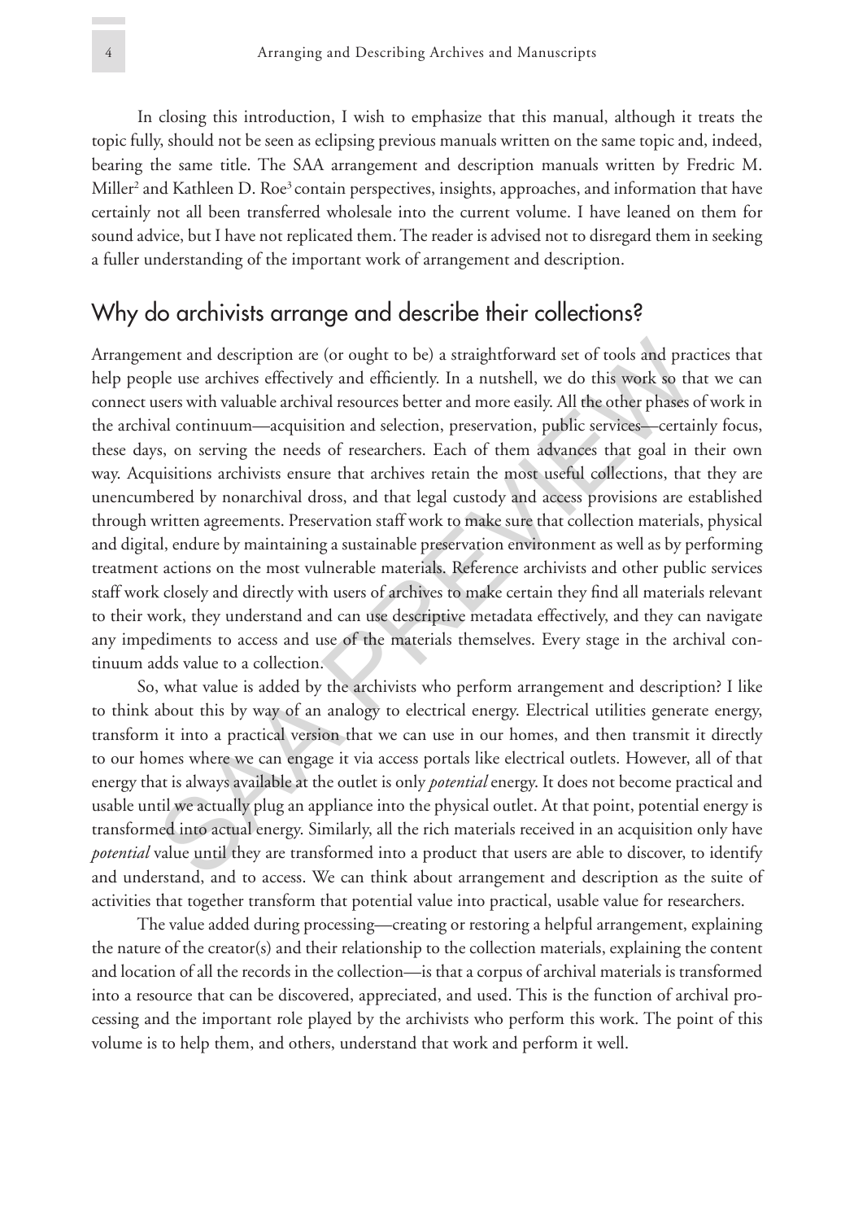In closing this introduction, I wish to emphasize that this manual, although it treats the topic fully, should not be seen as eclipsing previous manuals written on the same topic and, indeed, bearing the same title. The SAA arrangement and description manuals written by Fredric M. Miller[2] and Kathleen D. Roe[3] contain perspectives, insights, approaches, and information that have certainly not all been transferred wholesale into the current volume. I have leaned on them for sound advice, but I have not replicated them. The reader is advised not to disregard them in seeking a fuller understanding of the important work of arrangement and description.

## Why do archivists arrange and describe their collections?

Arrangement and description are (or ought to be) a straightforward set of tools and practices that help people use archives effectively and efficiently. In a nutshell, we do this work so that we can connect users with valuable archival resources better and more easily. All the other phases of work in the archival continuum—acquisition and selection, preservation, public services—certainly focus, these days, on serving the needs of researchers. Each of them advances that goal in their own way. Acquisitions archivists ensure that archives retain the most useful collections, that they are unencumbered by nonarchival dross, and that legal custody and access provisions are established through written agreements. Preservation staff work to make sure that collection materials, physical and digital, endure by maintaining a sustainable preservation environment as well as by performing treatment actions on the most vulnerable materials. Reference archivists and other public services staff work closely and directly with users of archives to make certain they find all materials relevant to their work, they understand and can use descriptive metadata effectively, and they can navigate any impediments to access and use of the materials themselves. Every stage in the archival continuum adds value to a collection.

So, what value is added by the archivists who perform arrangement and description? I like to think about this by way of an analogy to electrical energy. Electrical utilities generate energy, transform it into a practical version that we can use in our homes, and then transmit it directly to our homes where we can engage it via access portals like electrical outlets. However, all of that energy that is always available at the outlet is only *potential* energy. It does not become practical and usable until we actually plug an appliance into the physical outlet. At that point, potential energy is transformed into actual energy. Similarly, all the rich materials received in an acquisition only have *potential* value until they are transformed into a product that users are able to discover, to identify and understand, and to access. We can think about arrangement and description as the suite of activities that together transform that potential value into practical, usable value for researchers.

The value added during processing—creating or restoring a helpful arrangement, explaining the nature of the creator(s) and their relationship to the collection materials, explaining the content and location of all the records in the collection—is that a corpus of archival materials is transformed into a resource that can be discovered, appreciated, and used. This is the function of archival processing and the important role played by the archivists who perform this work. The point of this volume is to help them, and others, understand that work and perform it well.